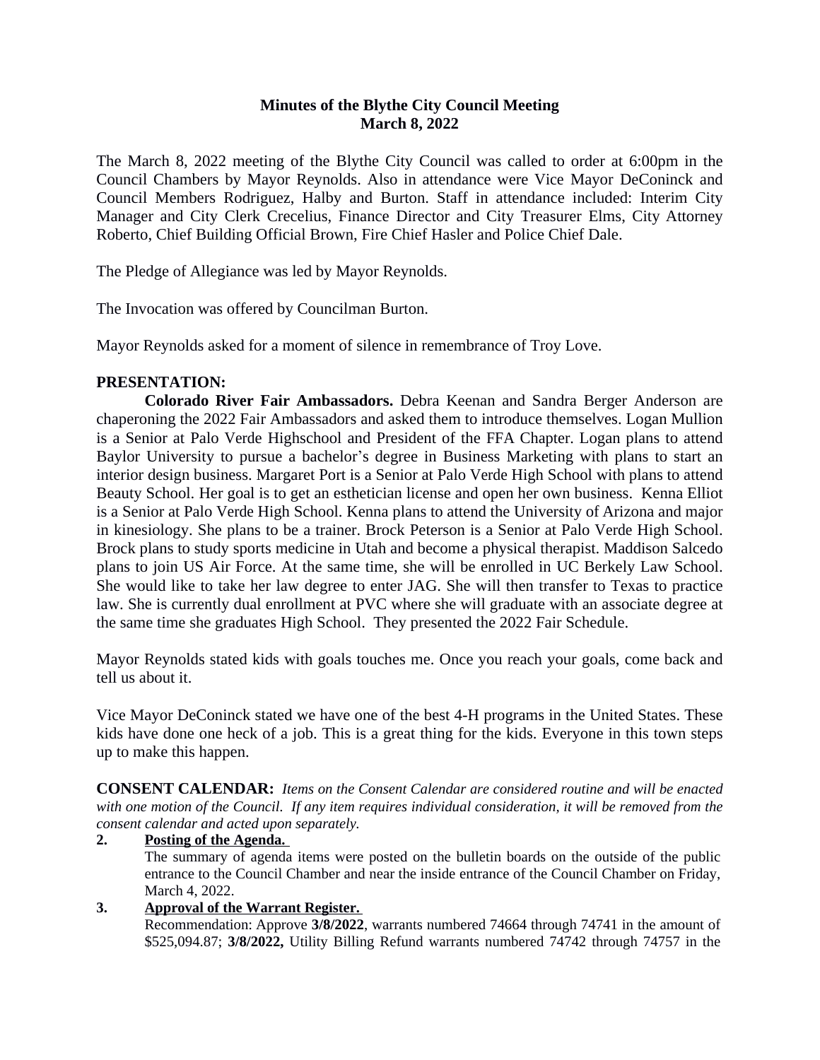# Minutes of the Blythe City Council Meeting
## March 8, 2022

The March 8, 2022 meeting of the Blythe City Council was called to order at 6:00pm in the Council Chambers by Mayor Reynolds. Also in attendance were Vice Mayor DeConinck and Council Members Rodriguez, Halby and Burton. Staff in attendance included: Interim City Manager and City Clerk Crecelius, Finance Director and City Treasurer Elms, City Attorney Roberto, Chief Building Official Brown, Fire Chief Hasler and Police Chief Dale.

The Pledge of Allegiance was led by Mayor Reynolds.

The Invocation was offered by Councilman Burton.

Mayor Reynolds asked for a moment of silence in remembrance of Troy Love.

**PRESENTATION:**

**Colorado River Fair Ambassadors.** Debra Keenan and Sandra Berger Anderson are chaperoning the 2022 Fair Ambassadors and asked them to introduce themselves. Logan Mullion is a Senior at Palo Verde Highschool and President of the FFA Chapter. Logan plans to attend Baylor University to pursue a bachelor's degree in Business Marketing with plans to start an interior design business. Margaret Port is a Senior at Palo Verde High School with plans to attend Beauty School. Her goal is to get an esthetician license and open her own business. Kenna Elliot is a Senior at Palo Verde High School. Kenna plans to attend the University of Arizona and major in kinesiology. She plans to be a trainer. Brock Peterson is a Senior at Palo Verde High School. Brock plans to study sports medicine in Utah and become a physical therapist. Maddison Salcedo plans to join US Air Force. At the same time, she will be enrolled in UC Berkely Law School. She would like to take her law degree to enter JAG. She will then transfer to Texas to practice law. She is currently dual enrollment at PVC where she will graduate with an associate degree at the same time she graduates High School. They presented the 2022 Fair Schedule.

Mayor Reynolds stated kids with goals touches me. Once you reach your goals, come back and tell us about it.

Vice Mayor DeConinck stated we have one of the best 4-H programs in the United States. These kids have done one heck of a job. This is a great thing for the kids. Everyone in this town steps up to make this happen.

**CONSENT CALENDAR:** *Items on the Consent Calendar are considered routine and will be enacted with one motion of the Council. If any item requires individual consideration, it will be removed from the consent calendar and acted upon separately.*

**2. Posting of the Agenda.**
The summary of agenda items were posted on the bulletin boards on the outside of the public entrance to the Council Chamber and near the inside entrance of the Council Chamber on Friday, March 4, 2022.

**3. Approval of the Warrant Register.**
Recommendation: Approve **3/8/2022**, warrants numbered 74664 through 74741 in the amount of $525,094.87; **3/8/2022,** Utility Billing Refund warrants numbered 74742 through 74757 in the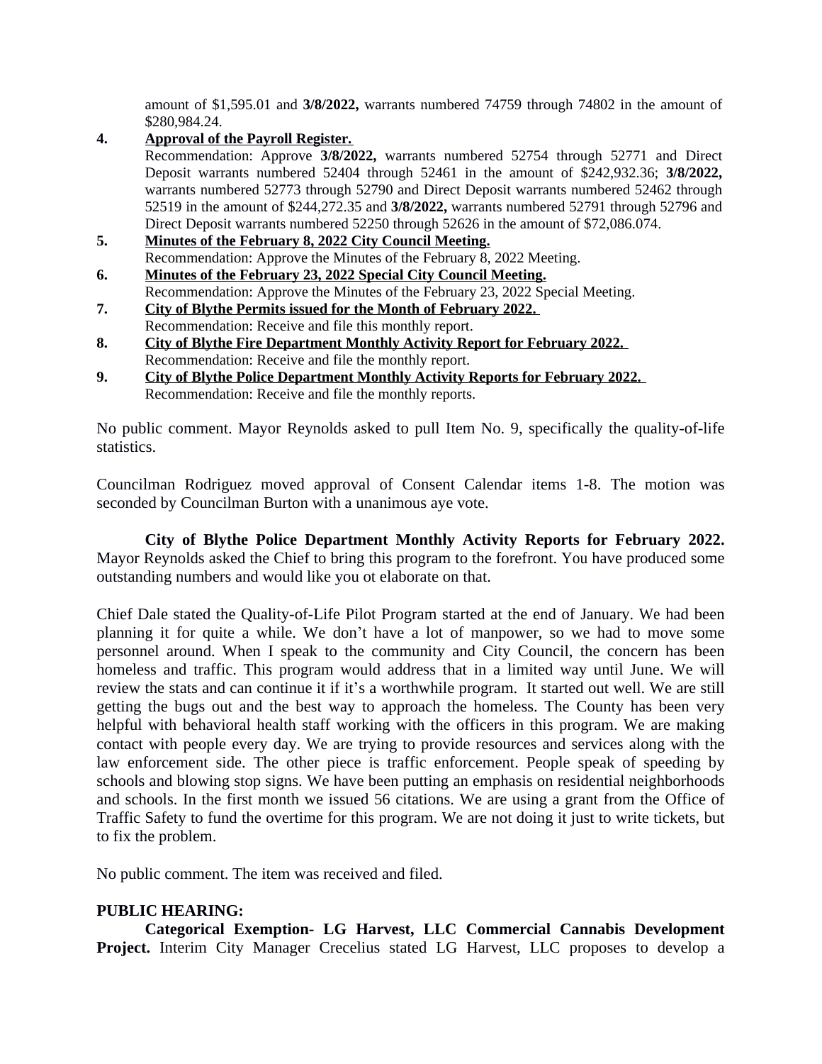amount of $1,595.01 and **3/8/2022,** warrants numbered 74759 through 74802 in the amount of $280,984.24.

4. **Approval of the Payroll Register.**
   Recommendation: Approve **3/8/2022,** warrants numbered 52754 through 52771 and Direct Deposit warrants numbered 52404 through 52461 in the amount of $242,932.36; **3/8/2022,** warrants numbered 52773 through 52790 and Direct Deposit warrants numbered 52462 through 52519 in the amount of $244,272.35 and **3/8/2022,** warrants numbered 52791 through 52796 and Direct Deposit warrants numbered 52250 through 52626 in the amount of $72,086.074.
5. **Minutes of the February 8, 2022 City Council Meeting.**
   Recommendation: Approve the Minutes of the February 8, 2022 Meeting.
6. **Minutes of the February 23, 2022 Special City Council Meeting.**
   Recommendation: Approve the Minutes of the February 23, 2022 Special Meeting.
7. **City of Blythe Permits issued for the Month of February 2022.**
   Recommendation: Receive and file this monthly report.
8. **City of Blythe Fire Department Monthly Activity Report for February 2022.**
   Recommendation: Receive and file the monthly report.
9. **City of Blythe Police Department Monthly Activity Reports for February 2022.**
   Recommendation: Receive and file the monthly reports.

No public comment. Mayor Reynolds asked to pull Item No. 9, specifically the quality-of-life statistics.

Councilman Rodriguez moved approval of Consent Calendar items 1-8. The motion was seconded by Councilman Burton with a unanimous aye vote.

**City of Blythe Police Department Monthly Activity Reports for February 2022.** Mayor Reynolds asked the Chief to bring this program to the forefront. You have produced some outstanding numbers and would like you ot elaborate on that.

Chief Dale stated the Quality-of-Life Pilot Program started at the end of January. We had been planning it for quite a while. We don't have a lot of manpower, so we had to move some personnel around. When I speak to the community and City Council, the concern has been homeless and traffic. This program would address that in a limited way until June. We will review the stats and can continue it if it's a worthwhile program. It started out well. We are still getting the bugs out and the best way to approach the homeless. The County has been very helpful with behavioral health staff working with the officers in this program. We are making contact with people every day. We are trying to provide resources and services along with the law enforcement side. The other piece is traffic enforcement. People speak of speeding by schools and blowing stop signs. We have been putting an emphasis on residential neighborhoods and schools. In the first month we issued 56 citations. We are using a grant from the Office of Traffic Safety to fund the overtime for this program. We are not doing it just to write tickets, but to fix the problem.

No public comment. The item was received and filed.

**PUBLIC HEARING:**

**Categorical Exemption- LG Harvest, LLC Commercial Cannabis Development Project.** Interim City Manager Crecelius stated LG Harvest, LLC proposes to develop a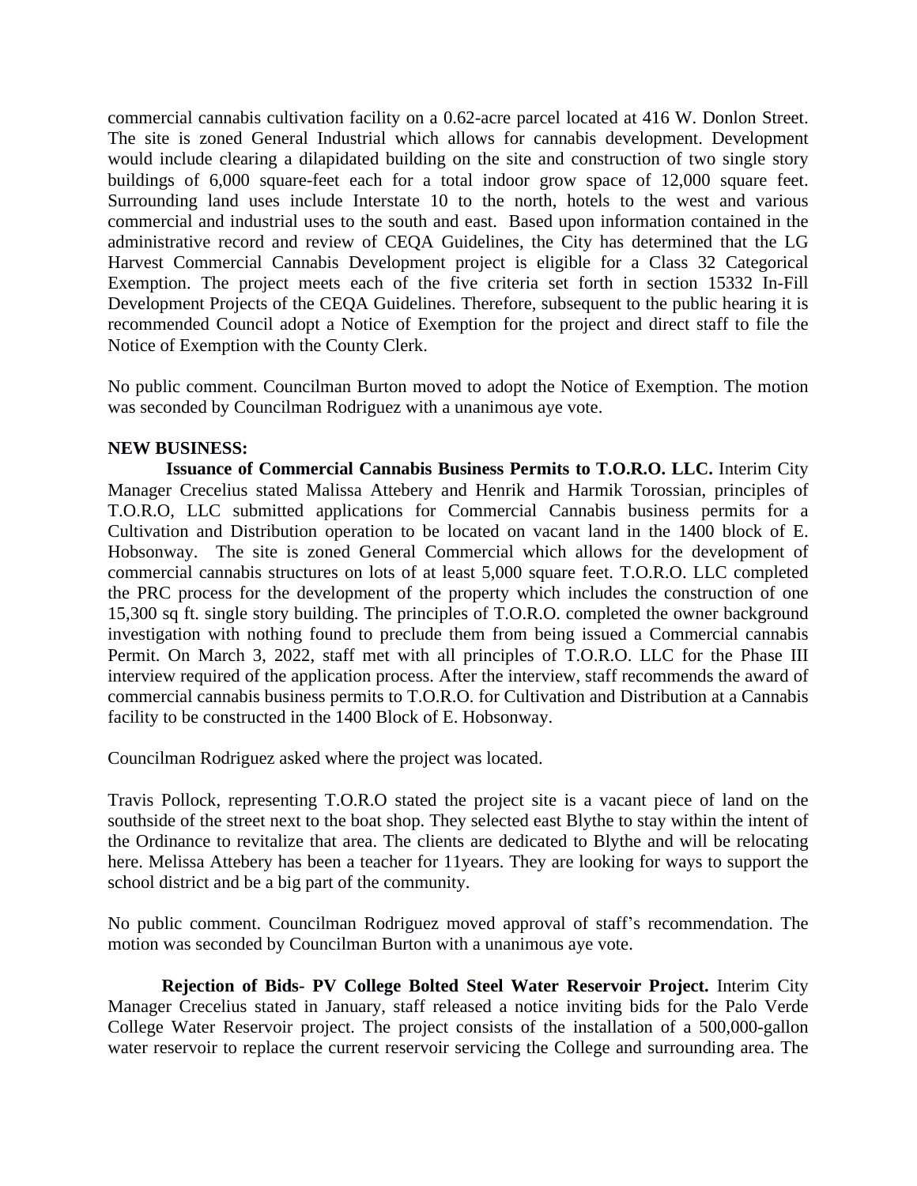commercial cannabis cultivation facility on a 0.62-acre parcel located at 416 W. Donlon Street. The site is zoned General Industrial which allows for cannabis development. Development would include clearing a dilapidated building on the site and construction of two single story buildings of 6,000 square-feet each for a total indoor grow space of 12,000 square feet. Surrounding land uses include Interstate 10 to the north, hotels to the west and various commercial and industrial uses to the south and east. Based upon information contained in the administrative record and review of CEQA Guidelines, the City has determined that the LG Harvest Commercial Cannabis Development project is eligible for a Class 32 Categorical Exemption. The project meets each of the five criteria set forth in section 15332 In-Fill Development Projects of the CEQA Guidelines. Therefore, subsequent to the public hearing it is recommended Council adopt a Notice of Exemption for the project and direct staff to file the Notice of Exemption with the County Clerk.

No public comment. Councilman Burton moved to adopt the Notice of Exemption. The motion was seconded by Councilman Rodriguez with a unanimous aye vote.

**NEW BUSINESS:**

**Issuance of Commercial Cannabis Business Permits to T.O.R.O. LLC.** Interim City Manager Crecelius stated Malissa Attebery and Henrik and Harmik Torossian, principles of T.O.R.O, LLC submitted applications for Commercial Cannabis business permits for a Cultivation and Distribution operation to be located on vacant land in the 1400 block of E. Hobsonway. The site is zoned General Commercial which allows for the development of commercial cannabis structures on lots of at least 5,000 square feet. T.O.R.O. LLC completed the PRC process for the development of the property which includes the construction of one 15,300 sq ft. single story building. The principles of T.O.R.O. completed the owner background investigation with nothing found to preclude them from being issued a Commercial cannabis Permit. On March 3, 2022, staff met with all principles of T.O.R.O. LLC for the Phase III interview required of the application process. After the interview, staff recommends the award of commercial cannabis business permits to T.O.R.O. for Cultivation and Distribution at a Cannabis facility to be constructed in the 1400 Block of E. Hobsonway.

Councilman Rodriguez asked where the project was located.

Travis Pollock, representing T.O.R.O stated the project site is a vacant piece of land on the southside of the street next to the boat shop. They selected east Blythe to stay within the intent of the Ordinance to revitalize that area. The clients are dedicated to Blythe and will be relocating here. Melissa Attebery has been a teacher for 11years. They are looking for ways to support the school district and be a big part of the community.

No public comment. Councilman Rodriguez moved approval of staff's recommendation. The motion was seconded by Councilman Burton with a unanimous aye vote.

**Rejection of Bids- PV College Bolted Steel Water Reservoir Project.** Interim City Manager Crecelius stated in January, staff released a notice inviting bids for the Palo Verde College Water Reservoir project. The project consists of the installation of a 500,000-gallon water reservoir to replace the current reservoir servicing the College and surrounding area. The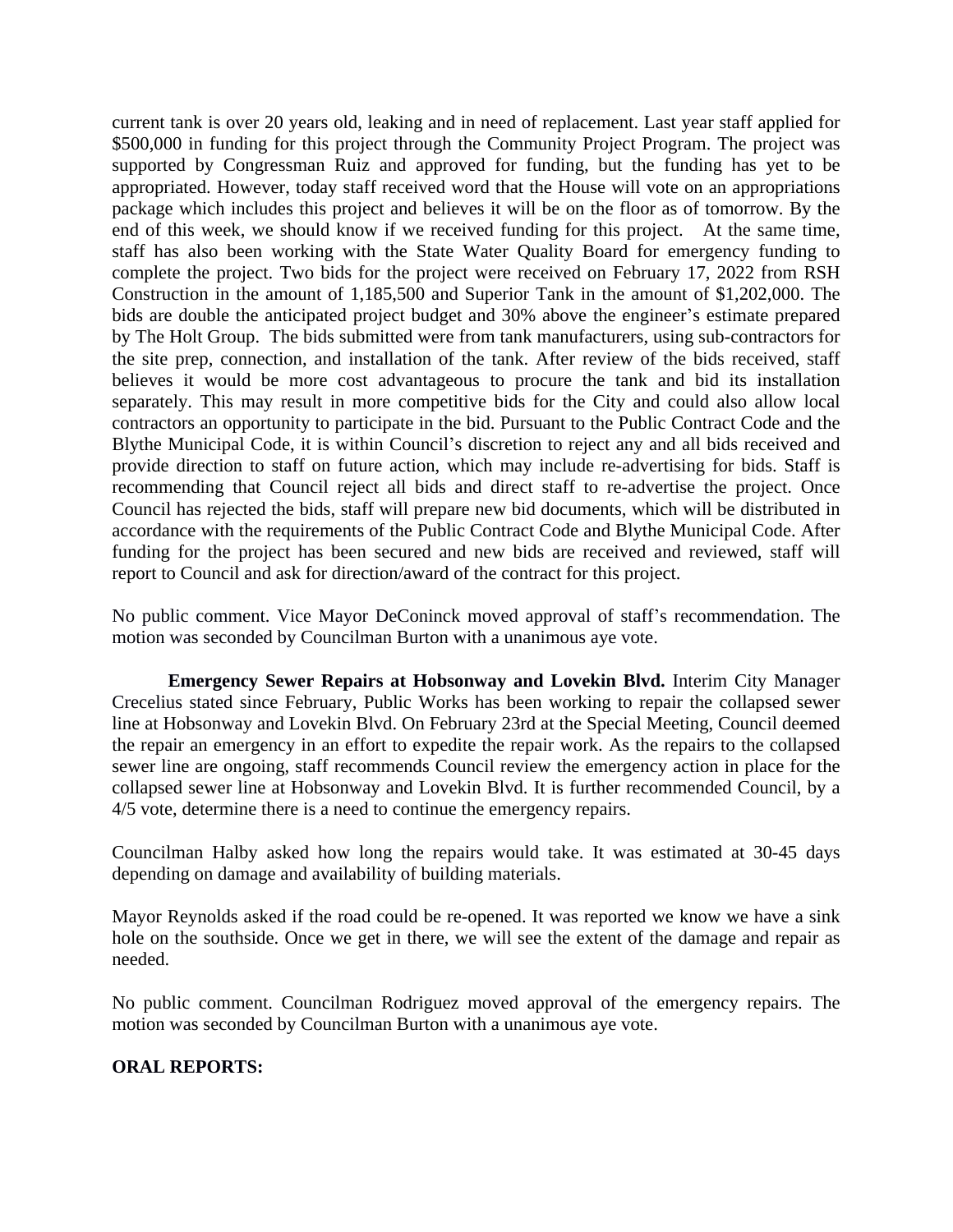current tank is over 20 years old, leaking and in need of replacement. Last year staff applied for $500,000 in funding for this project through the Community Project Program. The project was supported by Congressman Ruiz and approved for funding, but the funding has yet to be appropriated. However, today staff received word that the House will vote on an appropriations package which includes this project and believes it will be on the floor as of tomorrow. By the end of this week, we should know if we received funding for this project. At the same time, staff has also been working with the State Water Quality Board for emergency funding to complete the project. Two bids for the project were received on February 17, 2022 from RSH Construction in the amount of 1,185,500 and Superior Tank in the amount of $1,202,000. The bids are double the anticipated project budget and 30% above the engineer's estimate prepared by The Holt Group. The bids submitted were from tank manufacturers, using sub-contractors for the site prep, connection, and installation of the tank. After review of the bids received, staff believes it would be more cost advantageous to procure the tank and bid its installation separately. This may result in more competitive bids for the City and could also allow local contractors an opportunity to participate in the bid. Pursuant to the Public Contract Code and the Blythe Municipal Code, it is within Council's discretion to reject any and all bids received and provide direction to staff on future action, which may include re-advertising for bids. Staff is recommending that Council reject all bids and direct staff to re-advertise the project. Once Council has rejected the bids, staff will prepare new bid documents, which will be distributed in accordance with the requirements of the Public Contract Code and Blythe Municipal Code. After funding for the project has been secured and new bids are received and reviewed, staff will report to Council and ask for direction/award of the contract for this project.

No public comment. Vice Mayor DeConinck moved approval of staff's recommendation. The motion was seconded by Councilman Burton with a unanimous aye vote.

**Emergency Sewer Repairs at Hobsonway and Lovekin Blvd.** Interim City Manager Crecelius stated since February, Public Works has been working to repair the collapsed sewer line at Hobsonway and Lovekin Blvd. On February 23rd at the Special Meeting, Council deemed the repair an emergency in an effort to expedite the repair work. As the repairs to the collapsed sewer line are ongoing, staff recommends Council review the emergency action in place for the collapsed sewer line at Hobsonway and Lovekin Blvd. It is further recommended Council, by a 4/5 vote, determine there is a need to continue the emergency repairs.

Councilman Halby asked how long the repairs would take. It was estimated at 30-45 days depending on damage and availability of building materials.

Mayor Reynolds asked if the road could be re-opened. It was reported we know we have a sink hole on the southside. Once we get in there, we will see the extent of the damage and repair as needed.

No public comment. Councilman Rodriguez moved approval of the emergency repairs. The motion was seconded by Councilman Burton with a unanimous aye vote.

**ORAL REPORTS:**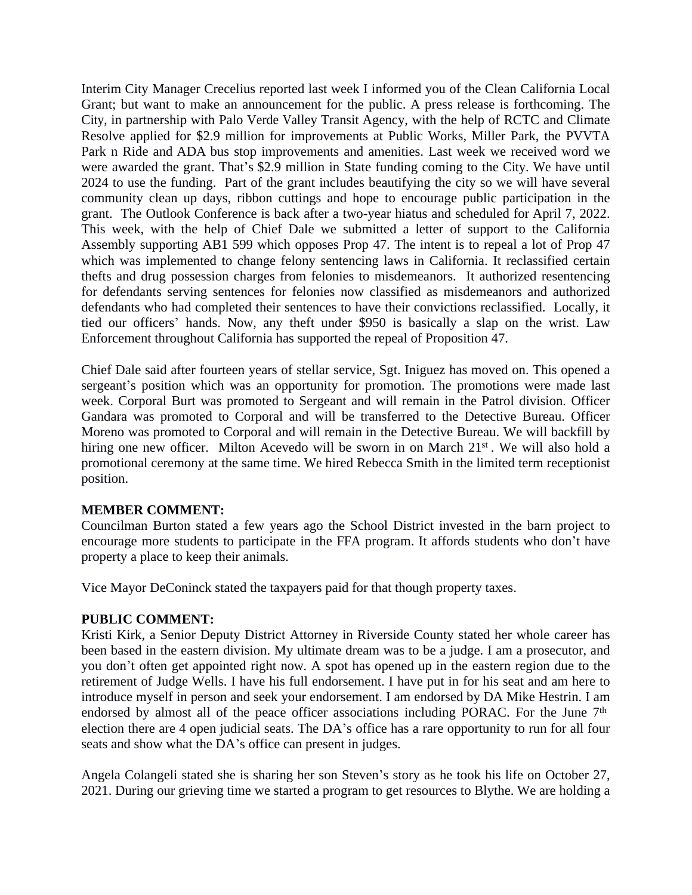Interim City Manager Crecelius reported last week I informed you of the Clean California Local Grant; but want to make an announcement for the public. A press release is forthcoming. The City, in partnership with Palo Verde Valley Transit Agency, with the help of RCTC and Climate Resolve applied for $2.9 million for improvements at Public Works, Miller Park, the PVVTA Park n Ride and ADA bus stop improvements and amenities. Last week we received word we were awarded the grant. That's $2.9 million in State funding coming to the City. We have until 2024 to use the funding. Part of the grant includes beautifying the city so we will have several community clean up days, ribbon cuttings and hope to encourage public participation in the grant. The Outlook Conference is back after a two-year hiatus and scheduled for April 7, 2022. This week, with the help of Chief Dale we submitted a letter of support to the California Assembly supporting AB1 599 which opposes Prop 47. The intent is to repeal a lot of Prop 47 which was implemented to change felony sentencing laws in California. It reclassified certain thefts and drug possession charges from felonies to misdemeanors. It authorized resentencing for defendants serving sentences for felonies now classified as misdemeanors and authorized defendants who had completed their sentences to have their convictions reclassified. Locally, it tied our officers' hands. Now, any theft under $950 is basically a slap on the wrist. Law Enforcement throughout California has supported the repeal of Proposition 47.

Chief Dale said after fourteen years of stellar service, Sgt. Iniguez has moved on. This opened a sergeant's position which was an opportunity for promotion. The promotions were made last week. Corporal Burt was promoted to Sergeant and will remain in the Patrol division. Officer Gandara was promoted to Corporal and will be transferred to the Detective Bureau. Officer Moreno was promoted to Corporal and will remain in the Detective Bureau. We will backfill by hiring one new officer. Milton Acevedo will be sworn in on March 21st. We will also hold a promotional ceremony at the same time. We hired Rebecca Smith in the limited term receptionist position.

**MEMBER COMMENT:**
Councilman Burton stated a few years ago the School District invested in the barn project to encourage more students to participate in the FFA program. It affords students who don't have property a place to keep their animals.

Vice Mayor DeConinck stated the taxpayers paid for that though property taxes.

**PUBLIC COMMENT:**
Kristi Kirk, a Senior Deputy District Attorney in Riverside County stated her whole career has been based in the eastern division. My ultimate dream was to be a judge. I am a prosecutor, and you don't often get appointed right now. A spot has opened up in the eastern region due to the retirement of Judge Wells. I have his full endorsement. I have put in for his seat and am here to introduce myself in person and seek your endorsement. I am endorsed by DA Mike Hestrin. I am endorsed by almost all of the peace officer associations including PORAC. For the June 7th election there are 4 open judicial seats. The DA's office has a rare opportunity to run for all four seats and show what the DA's office can present in judges.

Angela Colangeli stated she is sharing her son Steven's story as he took his life on October 27, 2021. During our grieving time we started a program to get resources to Blythe. We are holding a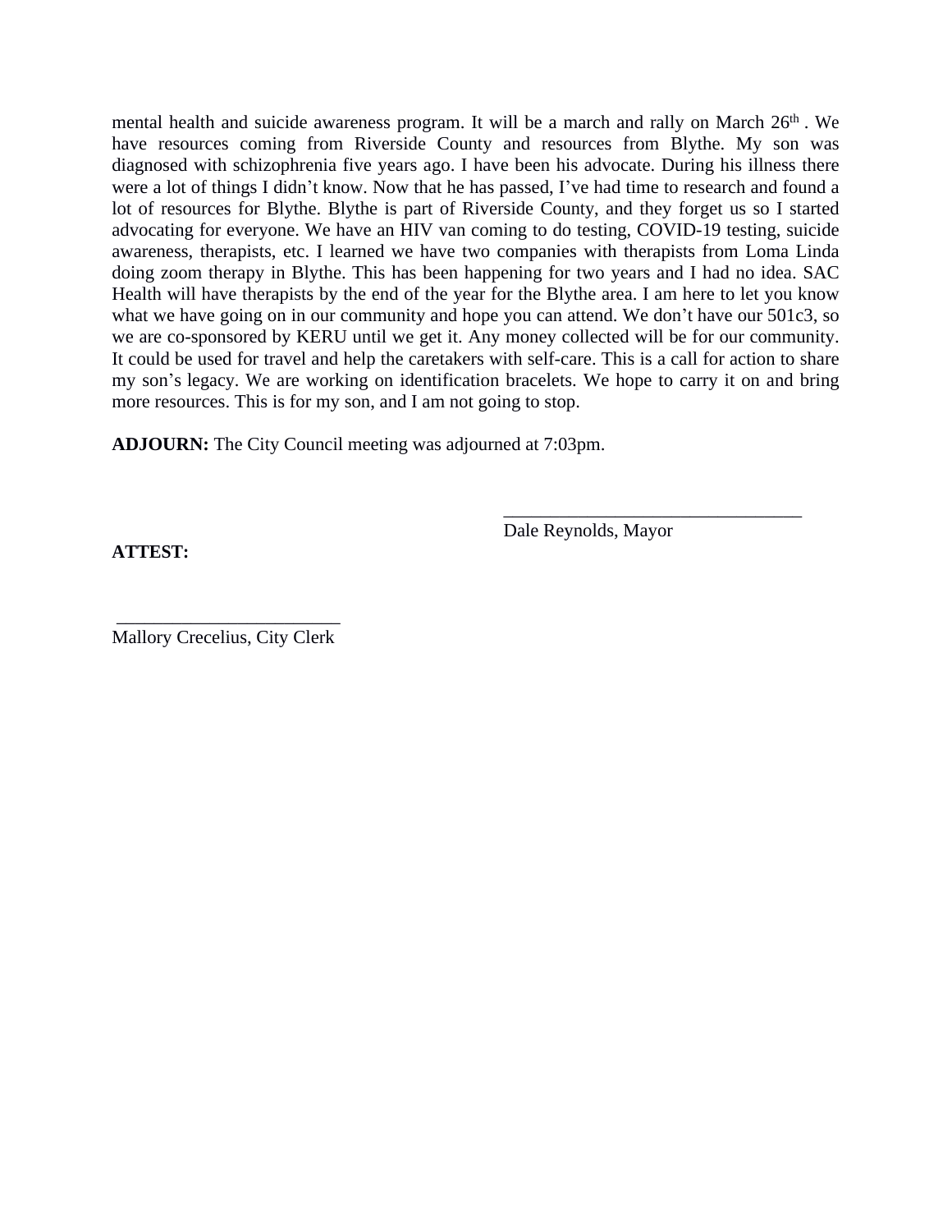mental health and suicide awareness program. It will be a march and rally on March 26th . We have resources coming from Riverside County and resources from Blythe. My son was diagnosed with schizophrenia five years ago. I have been his advocate. During his illness there were a lot of things I didn't know. Now that he has passed, I've had time to research and found a lot of resources for Blythe. Blythe is part of Riverside County, and they forget us so I started advocating for everyone. We have an HIV van coming to do testing, COVID-19 testing, suicide awareness, therapists, etc. I learned we have two companies with therapists from Loma Linda doing zoom therapy in Blythe. This has been happening for two years and I had no idea. SAC Health will have therapists by the end of the year for the Blythe area. I am here to let you know what we have going on in our community and hope you can attend. We don't have our 501c3, so we are co-sponsored by KERU until we get it. Any money collected will be for our community. It could be used for travel and help the caretakers with self-care. This is a call for action to share my son's legacy. We are working on identification bracelets. We hope to carry it on and bring more resources. This is for my son, and I am not going to stop.

**ADJOURN:** The City Council meeting was adjourned at 7:03pm.

\_\_\_\_\_\_\_\_\_\_\_\_\_\_\_\_\_\_\_\_\_\_\_\_\_\_\_\_\_\_\_\_\_
Dale Reynolds, Mayor

**ATTEST:**

\_\_\_\_\_\_\_\_\_\_\_\_\_\_\_\_\_\_\_\_\_\_\_\_
Mallory Crecelius, City Clerk